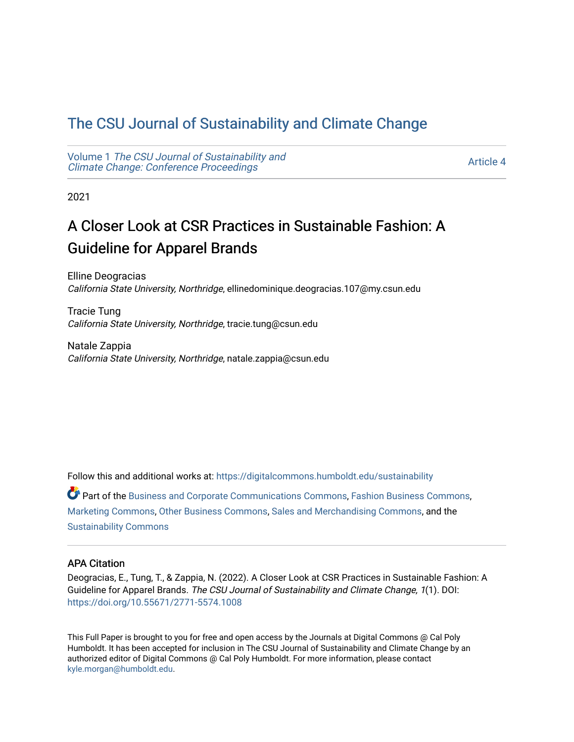# The CSU Journal of Sustainability and Climate Change

Volume 1 *The CSU Journal of Sustainability and Climate Change: Conference Proceedings* — Article 4

2021

## A Closer Look at CSR Practices in Sustainable Fashion: A Guideline for Apparel Brands

Elline Deogracias
*California State University, Northridge*, ellinedominique.deogracias.107@my.csun.edu

Tracie Tung
*California State University, Northridge*, tracie.tung@csun.edu

Natale Zappia
*California State University, Northridge*, natale.zappia@csun.edu

Follow this and additional works at: https://digitalcommons.humboldt.edu/sustainability

Part of the Business and Corporate Communications Commons, Fashion Business Commons, Marketing Commons, Other Business Commons, Sales and Merchandising Commons, and the Sustainability Commons

### APA Citation

Deogracias, E., Tung, T., & Zappia, N. (2022). A Closer Look at CSR Practices in Sustainable Fashion: A Guideline for Apparel Brands. *The CSU Journal of Sustainability and Climate Change, 1*(1). DOI: https://doi.org/10.55671/2771-5574.1008

This Full Paper is brought to you for free and open access by the Journals at Digital Commons @ Cal Poly Humboldt. It has been accepted for inclusion in The CSU Journal of Sustainability and Climate Change by an authorized editor of Digital Commons @ Cal Poly Humboldt. For more information, please contact kyle.morgan@humboldt.edu.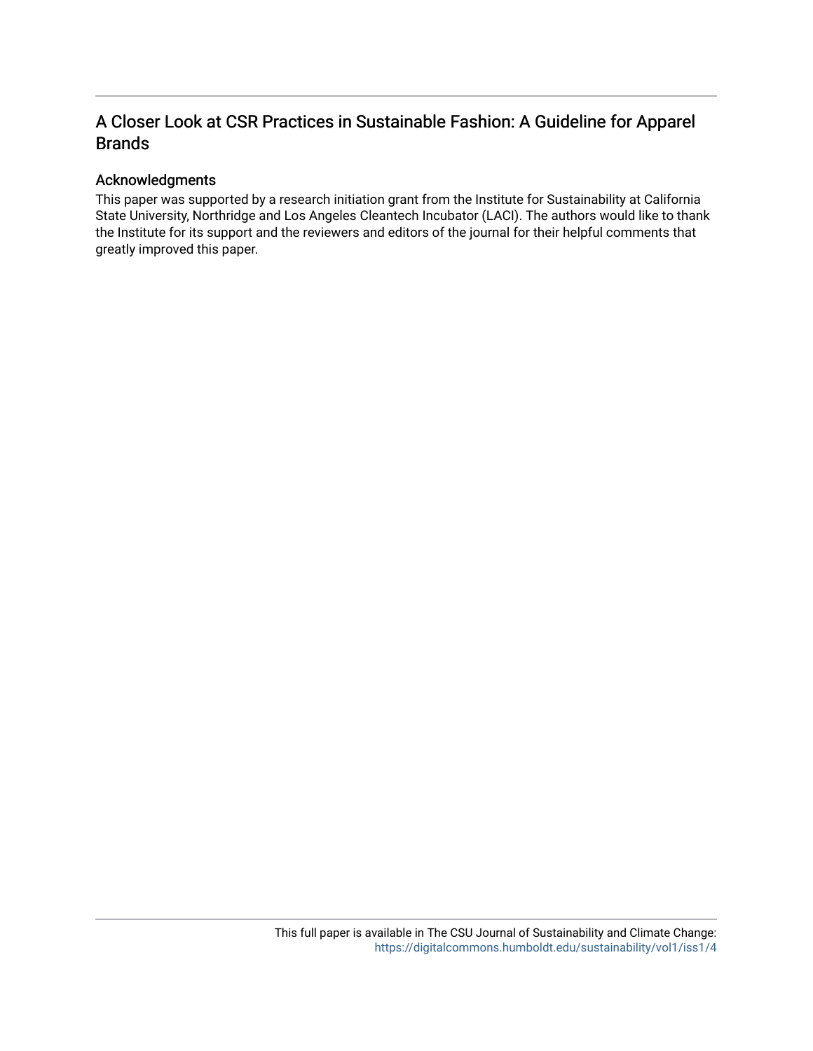# A Closer Look at CSR Practices in Sustainable Fashion: A Guideline for Apparel Brands

## Acknowledgments

This paper was supported by a research initiation grant from the Institute for Sustainability at California State University, Northridge and Los Angeles Cleantech Incubator (LACI). The authors would like to thank the Institute for its support and the reviewers and editors of the journal for their helpful comments that greatly improved this paper.

This full paper is available in The CSU Journal of Sustainability and Climate Change: https://digitalcommons.humboldt.edu/sustainability/vol1/iss1/4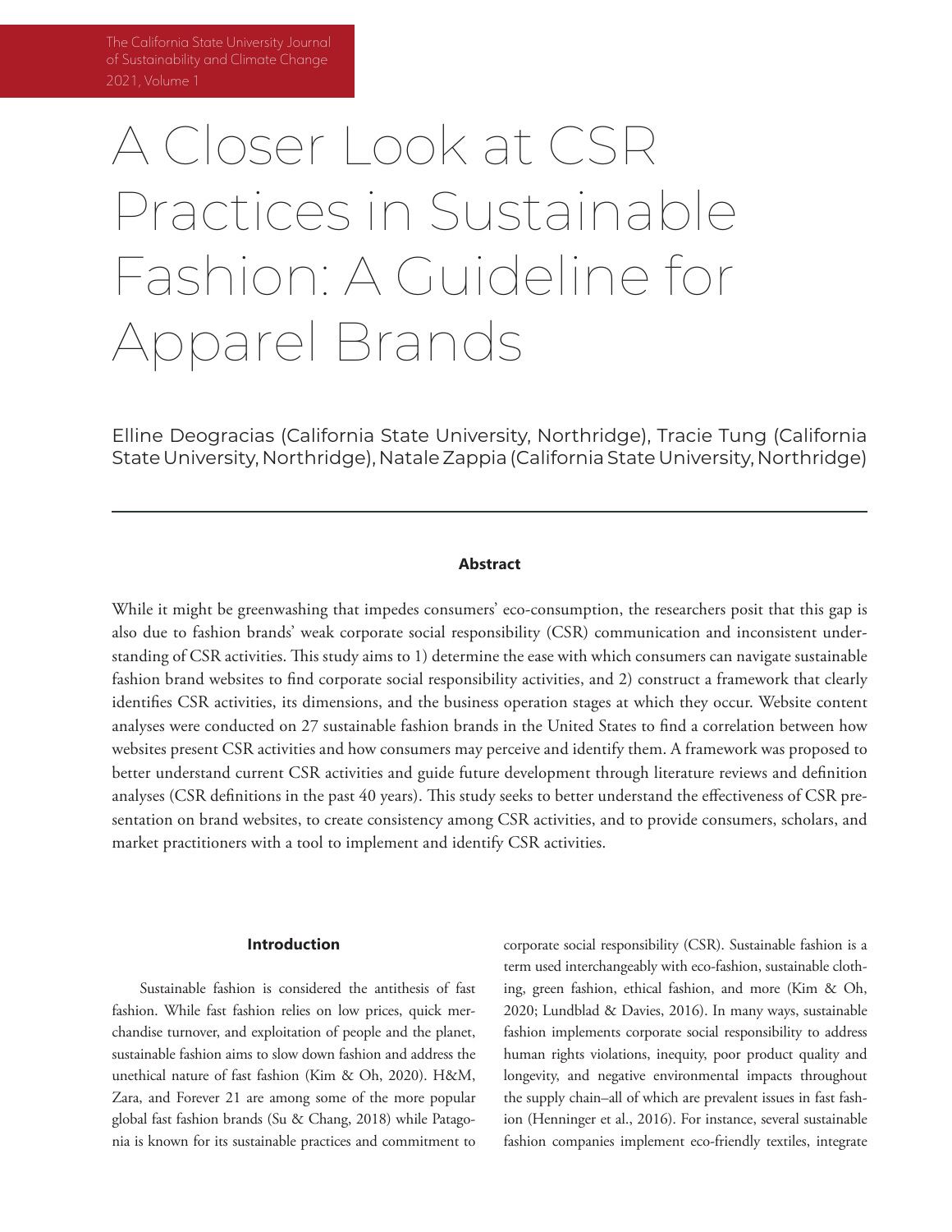# A Closer Look at CSR Practices in Sustainable Fashion: A Guideline for Apparel Brands

Elline Deogracias (California State University, Northridge), Tracie Tung (California State University, Northridge), Natale Zappia (California State University, Northridge)

## Abstract

While it might be greenwashing that impedes consumers' eco-consumption, the researchers posit that this gap is also due to fashion brands' weak corporate social responsibility (CSR) communication and inconsistent understanding of CSR activities. This study aims to 1) determine the ease with which consumers can navigate sustainable fashion brand websites to find corporate social responsibility activities, and 2) construct a framework that clearly identifies CSR activities, its dimensions, and the business operation stages at which they occur. Website content analyses were conducted on 27 sustainable fashion brands in the United States to find a correlation between how websites present CSR activities and how consumers may perceive and identify them. A framework was proposed to better understand current CSR activities and guide future development through literature reviews and definition analyses (CSR definitions in the past 40 years). This study seeks to better understand the effectiveness of CSR presentation on brand websites, to create consistency among CSR activities, and to provide consumers, scholars, and market practitioners with a tool to implement and identify CSR activities.

## Introduction

Sustainable fashion is considered the antithesis of fast fashion. While fast fashion relies on low prices, quick merchandise turnover, and exploitation of people and the planet, sustainable fashion aims to slow down fashion and address the unethical nature of fast fashion (Kim & Oh, 2020). H&M, Zara, and Forever 21 are among some of the more popular global fast fashion brands (Su & Chang, 2018) while Patagonia is known for its sustainable practices and commitment to corporate social responsibility (CSR). Sustainable fashion is a term used interchangeably with eco-fashion, sustainable clothing, green fashion, ethical fashion, and more (Kim & Oh, 2020; Lundblad & Davies, 2016). In many ways, sustainable fashion implements corporate social responsibility to address human rights violations, inequity, poor product quality and longevity, and negative environmental impacts throughout the supply chain–all of which are prevalent issues in fast fashion (Henninger et al., 2016). For instance, several sustainable fashion companies implement eco-friendly textiles, integrate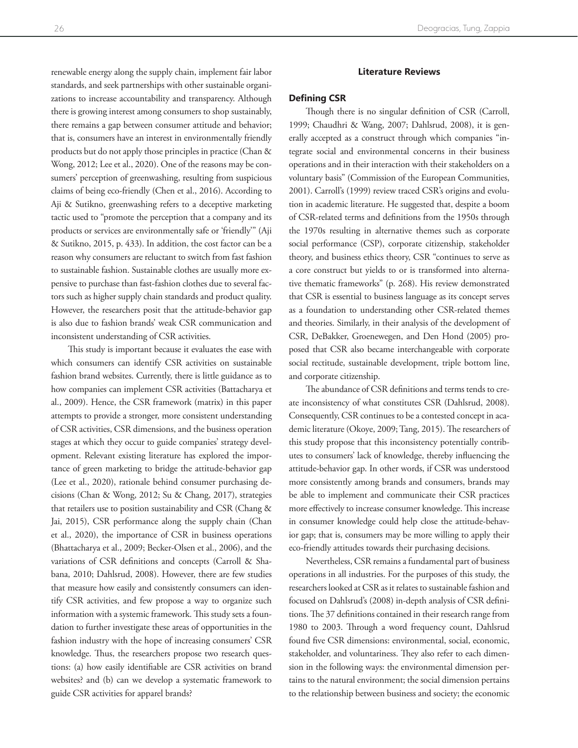renewable energy along the supply chain, implement fair labor standards, and seek partnerships with other sustainable organizations to increase accountability and transparency. Although there is growing interest among consumers to shop sustainably, there remains a gap between consumer attitude and behavior; that is, consumers have an interest in environmentally friendly products but do not apply those principles in practice (Chan & Wong, 2012; Lee et al., 2020). One of the reasons may be consumers' perception of greenwashing, resulting from suspicious claims of being eco-friendly (Chen et al., 2016). According to Aji & Sutikno, greenwashing refers to a deceptive marketing tactic used to "promote the perception that a company and its products or services are environmentally safe or 'friendly'" (Aji & Sutikno, 2015, p. 433). In addition, the cost factor can be a reason why consumers are reluctant to switch from fast fashion to sustainable fashion. Sustainable clothes are usually more expensive to purchase than fast-fashion clothes due to several factors such as higher supply chain standards and product quality. However, the researchers posit that the attitude-behavior gap is also due to fashion brands' weak CSR communication and inconsistent understanding of CSR activities.

This study is important because it evaluates the ease with which consumers can identify CSR activities on sustainable fashion brand websites. Currently, there is little guidance as to how companies can implement CSR activities (Battacharya et al., 2009). Hence, the CSR framework (matrix) in this paper attempts to provide a stronger, more consistent understanding of CSR activities, CSR dimensions, and the business operation stages at which they occur to guide companies' strategy development. Relevant existing literature has explored the importance of green marketing to bridge the attitude-behavior gap (Lee et al., 2020), rationale behind consumer purchasing decisions (Chan & Wong, 2012; Su & Chang, 2017), strategies that retailers use to position sustainability and CSR (Chang & Jai, 2015), CSR performance along the supply chain (Chan et al., 2020), the importance of CSR in business operations (Bhattacharya et al., 2009; Becker-Olsen et al., 2006), and the variations of CSR definitions and concepts (Carroll & Shabana, 2010; Dahlsrud, 2008). However, there are few studies that measure how easily and consistently consumers can identify CSR activities, and few propose a way to organize such information with a systemic framework. This study sets a foundation to further investigate these areas of opportunities in the fashion industry with the hope of increasing consumers' CSR knowledge. Thus, the researchers propose two research questions: (a) how easily identifiable are CSR activities on brand websites? and (b) can we develop a systematic framework to guide CSR activities for apparel brands?

## Literature Reviews

### Defining CSR

Though there is no singular definition of CSR (Carroll, 1999; Chaudhri & Wang, 2007; Dahlsrud, 2008), it is generally accepted as a construct through which companies "integrate social and environmental concerns in their business operations and in their interaction with their stakeholders on a voluntary basis" (Commission of the European Communities, 2001). Carroll's (1999) review traced CSR's origins and evolution in academic literature. He suggested that, despite a boom of CSR-related terms and definitions from the 1950s through the 1970s resulting in alternative themes such as corporate social performance (CSP), corporate citizenship, stakeholder theory, and business ethics theory, CSR "continues to serve as a core construct but yields to or is transformed into alternative thematic frameworks" (p. 268). His review demonstrated that CSR is essential to business language as its concept serves as a foundation to understanding other CSR-related themes and theories. Similarly, in their analysis of the development of CSR, DeBakker, Groenewegen, and Den Hond (2005) proposed that CSR also became interchangeable with corporate social rectitude, sustainable development, triple bottom line, and corporate citizenship.

The abundance of CSR definitions and terms tends to create inconsistency of what constitutes CSR (Dahlsrud, 2008). Consequently, CSR continues to be a contested concept in academic literature (Okoye, 2009; Tang, 2015). The researchers of this study propose that this inconsistency potentially contributes to consumers' lack of knowledge, thereby influencing the attitude-behavior gap. In other words, if CSR was understood more consistently among brands and consumers, brands may be able to implement and communicate their CSR practices more effectively to increase consumer knowledge. This increase in consumer knowledge could help close the attitude-behavior gap; that is, consumers may be more willing to apply their eco-friendly attitudes towards their purchasing decisions.

Nevertheless, CSR remains a fundamental part of business operations in all industries. For the purposes of this study, the researchers looked at CSR as it relates to sustainable fashion and focused on Dahlsrud's (2008) in-depth analysis of CSR definitions. The 37 definitions contained in their research range from 1980 to 2003. Through a word frequency count, Dahlsrud found five CSR dimensions: environmental, social, economic, stakeholder, and voluntariness. They also refer to each dimension in the following ways: the environmental dimension pertains to the natural environment; the social dimension pertains to the relationship between business and society; the economic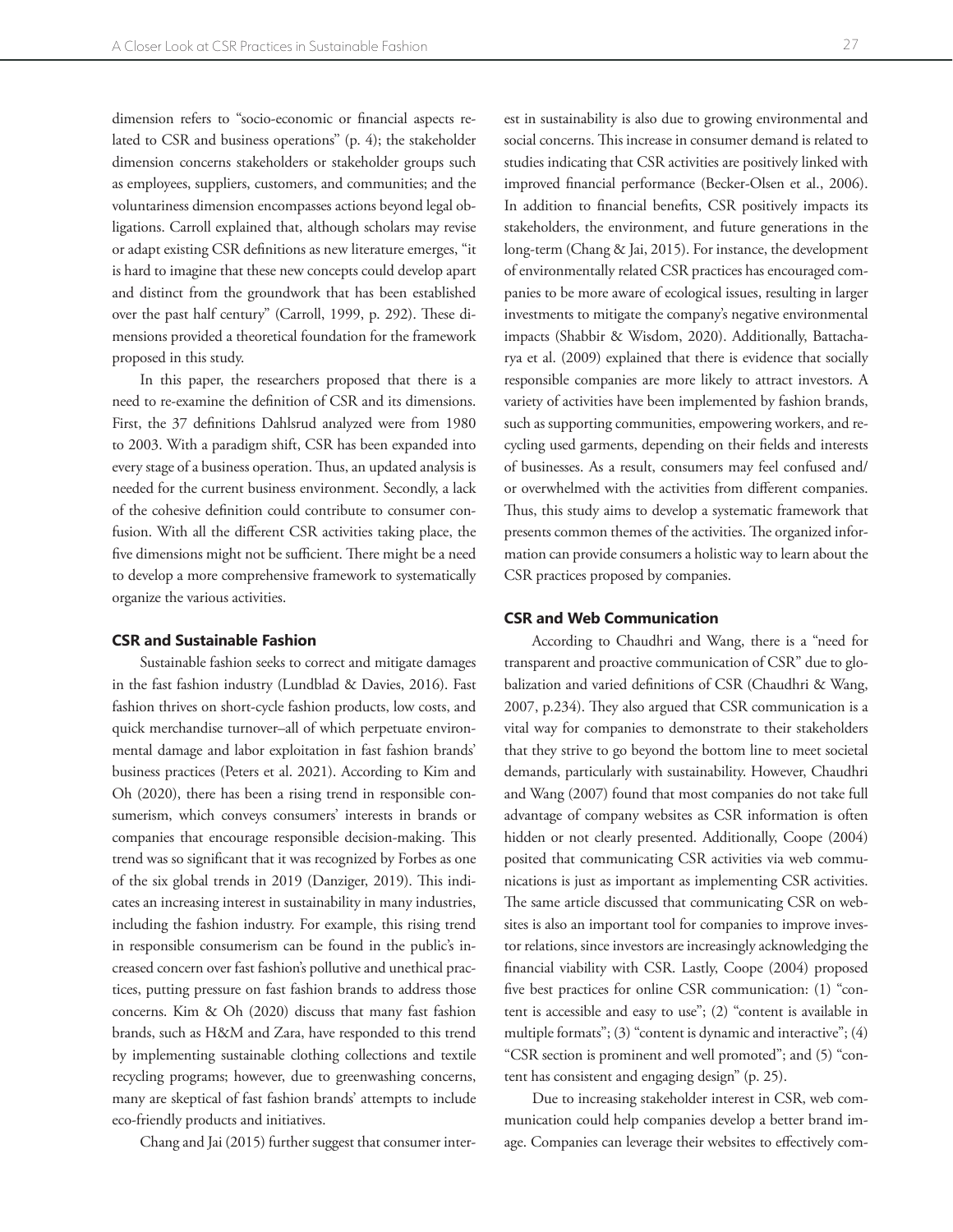dimension refers to "socio-economic or financial aspects related to CSR and business operations" (p. 4); the stakeholder dimension concerns stakeholders or stakeholder groups such as employees, suppliers, customers, and communities; and the voluntariness dimension encompasses actions beyond legal obligations. Carroll explained that, although scholars may revise or adapt existing CSR definitions as new literature emerges, "it is hard to imagine that these new concepts could develop apart and distinct from the groundwork that has been established over the past half century" (Carroll, 1999, p. 292). These dimensions provided a theoretical foundation for the framework proposed in this study.

In this paper, the researchers proposed that there is a need to re-examine the definition of CSR and its dimensions. First, the 37 definitions Dahlsrud analyzed were from 1980 to 2003. With a paradigm shift, CSR has been expanded into every stage of a business operation. Thus, an updated analysis is needed for the current business environment. Secondly, a lack of the cohesive definition could contribute to consumer confusion. With all the different CSR activities taking place, the five dimensions might not be sufficient. There might be a need to develop a more comprehensive framework to systematically organize the various activities.

### CSR and Sustainable Fashion

Sustainable fashion seeks to correct and mitigate damages in the fast fashion industry (Lundblad & Davies, 2016). Fast fashion thrives on short-cycle fashion products, low costs, and quick merchandise turnover–all of which perpetuate environmental damage and labor exploitation in fast fashion brands' business practices (Peters et al. 2021). According to Kim and Oh (2020), there has been a rising trend in responsible consumerism, which conveys consumers' interests in brands or companies that encourage responsible decision-making. This trend was so significant that it was recognized by Forbes as one of the six global trends in 2019 (Danziger, 2019). This indicates an increasing interest in sustainability in many industries, including the fashion industry. For example, this rising trend in responsible consumerism can be found in the public's increased concern over fast fashion's pollutive and unethical practices, putting pressure on fast fashion brands to address those concerns. Kim & Oh (2020) discuss that many fast fashion brands, such as H&M and Zara, have responded to this trend by implementing sustainable clothing collections and textile recycling programs; however, due to greenwashing concerns, many are skeptical of fast fashion brands' attempts to include eco-friendly products and initiatives.

Chang and Jai (2015) further suggest that consumer interest in sustainability is also due to growing environmental and social concerns. This increase in consumer demand is related to studies indicating that CSR activities are positively linked with improved financial performance (Becker-Olsen et al., 2006). In addition to financial benefits, CSR positively impacts its stakeholders, the environment, and future generations in the long-term (Chang & Jai, 2015). For instance, the development of environmentally related CSR practices has encouraged companies to be more aware of ecological issues, resulting in larger investments to mitigate the company's negative environmental impacts (Shabbir & Wisdom, 2020). Additionally, Battacharya et al. (2009) explained that there is evidence that socially responsible companies are more likely to attract investors. A variety of activities have been implemented by fashion brands, such as supporting communities, empowering workers, and recycling used garments, depending on their fields and interests of businesses. As a result, consumers may feel confused and/or overwhelmed with the activities from different companies. Thus, this study aims to develop a systematic framework that presents common themes of the activities. The organized information can provide consumers a holistic way to learn about the CSR practices proposed by companies.

### CSR and Web Communication

According to Chaudhri and Wang, there is a "need for transparent and proactive communication of CSR" due to globalization and varied definitions of CSR (Chaudhri & Wang, 2007, p.234). They also argued that CSR communication is a vital way for companies to demonstrate to their stakeholders that they strive to go beyond the bottom line to meet societal demands, particularly with sustainability. However, Chaudhri and Wang (2007) found that most companies do not take full advantage of company websites as CSR information is often hidden or not clearly presented. Additionally, Coope (2004) posited that communicating CSR activities via web communications is just as important as implementing CSR activities. The same article discussed that communicating CSR on websites is also an important tool for companies to improve investor relations, since investors are increasingly acknowledging the financial viability with CSR. Lastly, Coope (2004) proposed five best practices for online CSR communication: (1) "content is accessible and easy to use"; (2) "content is available in multiple formats"; (3) "content is dynamic and interactive"; (4) "CSR section is prominent and well promoted"; and (5) "content has consistent and engaging design" (p. 25).

Due to increasing stakeholder interest in CSR, web communication could help companies develop a better brand image. Companies can leverage their websites to effectively com-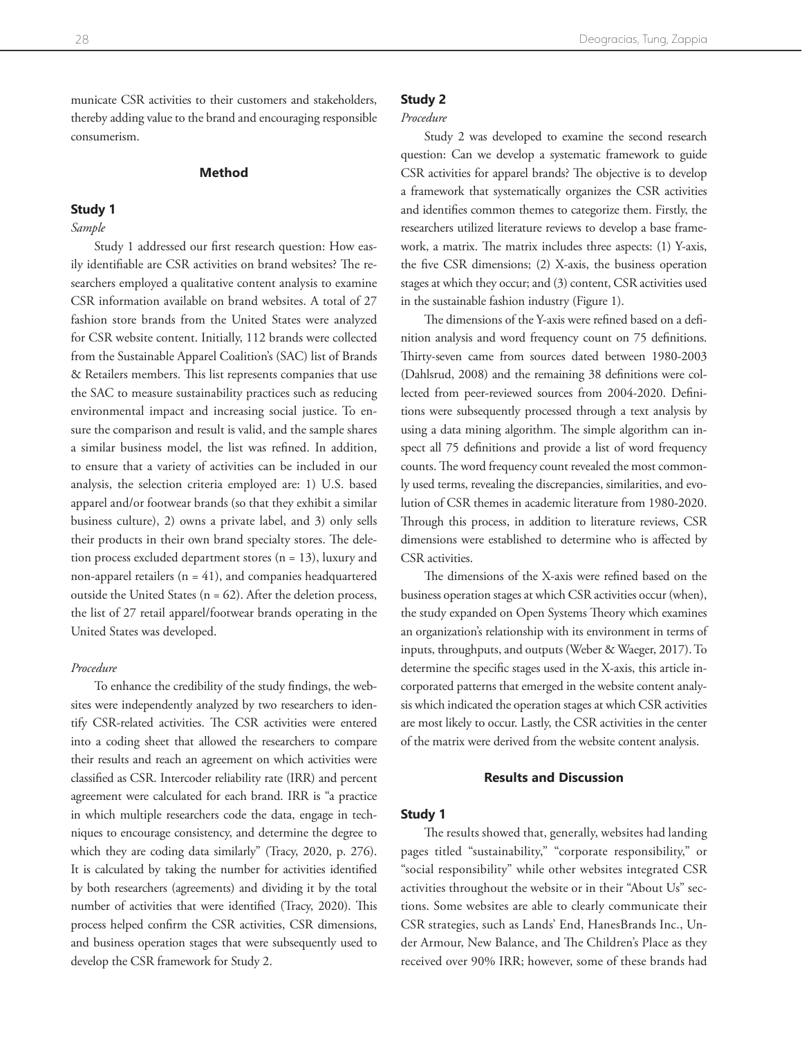municate CSR activities to their customers and stakeholders, thereby adding value to the brand and encouraging responsible consumerism.

## Method

### Study 1

*Sample*

Study 1 addressed our first research question: How easily identifiable are CSR activities on brand websites? The researchers employed a qualitative content analysis to examine CSR information available on brand websites. A total of 27 fashion store brands from the United States were analyzed for CSR website content. Initially, 112 brands were collected from the Sustainable Apparel Coalition's (SAC) list of Brands & Retailers members. This list represents companies that use the SAC to measure sustainability practices such as reducing environmental impact and increasing social justice. To ensure the comparison and result is valid, and the sample shares a similar business model, the list was refined. In addition, to ensure that a variety of activities can be included in our analysis, the selection criteria employed are: 1) U.S. based apparel and/or footwear brands (so that they exhibit a similar business culture), 2) owns a private label, and 3) only sells their products in their own brand specialty stores. The deletion process excluded department stores (n = 13), luxury and non-apparel retailers (n = 41), and companies headquartered outside the United States (n = 62). After the deletion process, the list of 27 retail apparel/footwear brands operating in the United States was developed.

*Procedure*

To enhance the credibility of the study findings, the websites were independently analyzed by two researchers to identify CSR-related activities. The CSR activities were entered into a coding sheet that allowed the researchers to compare their results and reach an agreement on which activities were classified as CSR. Intercoder reliability rate (IRR) and percent agreement were calculated for each brand. IRR is "a practice in which multiple researchers code the data, engage in techniques to encourage consistency, and determine the degree to which they are coding data similarly" (Tracy, 2020, p. 276). It is calculated by taking the number for activities identified by both researchers (agreements) and dividing it by the total number of activities that were identified (Tracy, 2020). This process helped confirm the CSR activities, CSR dimensions, and business operation stages that were subsequently used to develop the CSR framework for Study 2.

### Study 2

*Procedure*

Study 2 was developed to examine the second research question: Can we develop a systematic framework to guide CSR activities for apparel brands? The objective is to develop a framework that systematically organizes the CSR activities and identifies common themes to categorize them. Firstly, the researchers utilized literature reviews to develop a base framework, a matrix. The matrix includes three aspects: (1) Y-axis, the five CSR dimensions; (2) X-axis, the business operation stages at which they occur; and (3) content, CSR activities used in the sustainable fashion industry (Figure 1).

The dimensions of the Y-axis were refined based on a definition analysis and word frequency count on 75 definitions. Thirty-seven came from sources dated between 1980-2003 (Dahlsrud, 2008) and the remaining 38 definitions were collected from peer-reviewed sources from 2004-2020. Definitions were subsequently processed through a text analysis by using a data mining algorithm. The simple algorithm can inspect all 75 definitions and provide a list of word frequency counts. The word frequency count revealed the most commonly used terms, revealing the discrepancies, similarities, and evolution of CSR themes in academic literature from 1980-2020. Through this process, in addition to literature reviews, CSR dimensions were established to determine who is affected by CSR activities.

The dimensions of the X-axis were refined based on the business operation stages at which CSR activities occur (when), the study expanded on Open Systems Theory which examines an organization's relationship with its environment in terms of inputs, throughputs, and outputs (Weber & Waeger, 2017). To determine the specific stages used in the X-axis, this article incorporated patterns that emerged in the website content analysis which indicated the operation stages at which CSR activities are most likely to occur. Lastly, the CSR activities in the center of the matrix were derived from the website content analysis.

## Results and Discussion

### Study 1

The results showed that, generally, websites had landing pages titled "sustainability," "corporate responsibility," or "social responsibility" while other websites integrated CSR activities throughout the website or in their "About Us" sections. Some websites are able to clearly communicate their CSR strategies, such as Lands' End, HanesBrands Inc., Under Armour, New Balance, and The Children's Place as they received over 90% IRR; however, some of these brands had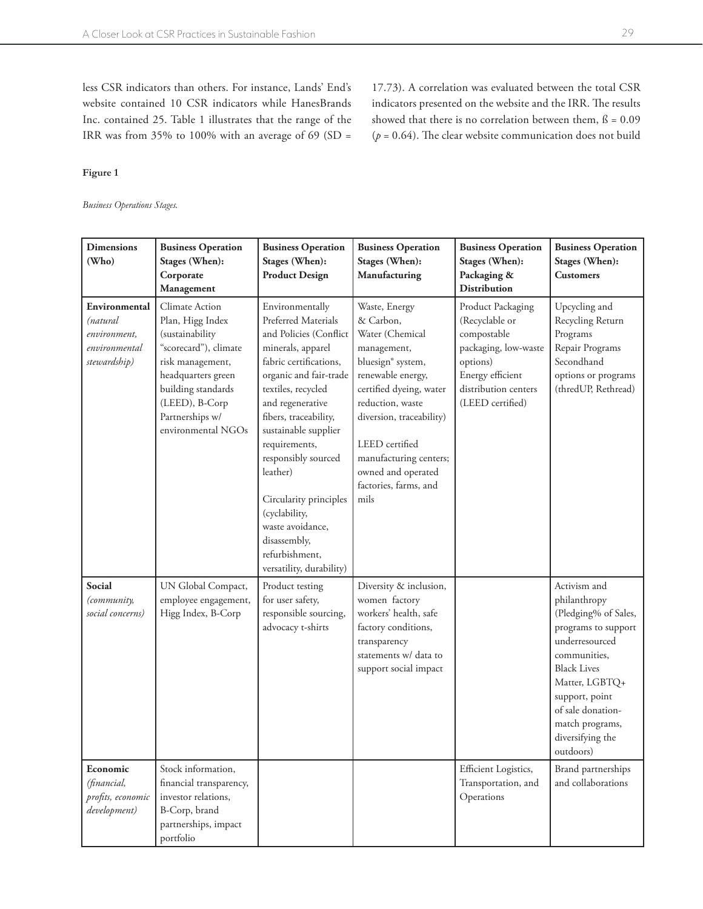less CSR indicators than others. For instance, Lands' End's website contained 10 CSR indicators while HanesBrands Inc. contained 25. Table 1 illustrates that the range of the IRR was from 35% to 100% with an average of 69 (SD = 17.73). A correlation was evaluated between the total CSR indicators presented on the website and the IRR. The results showed that there is no correlation between them, ß = 0.09 ($p$ = 0.64). The clear website communication does not build

**Figure 1**

*Business Operations Stages.*

| **Dimensions (Who)** | **Business Operation Stages (When): Corporate Management** | **Business Operation Stages (When): Product Design** | **Business Operation Stages (When): Manufacturing** | **Business Operation Stages (When): Packaging & Distribution** | **Business Operation Stages (When): Customers** |
|---|---|---|---|---|---|
| **Environmental** *(natural environment, environmental stewardship)* | Climate Action Plan, Higg Index (sustainability "scorecard"), climate risk management, headquarters green building standards (LEED), B-Corp Partnerships w/ environmental NGOs | Environmentally Preferred Materials and Policies (Conflict minerals, apparel fabric certifications, organic and fair-trade textiles, recycled and regenerative fibers, traceability, sustainable supplier requirements, responsibly sourced leather) Circularity principles (cyclability, waste avoidance, disassembly, refurbishment, versatility, durability) | Waste, Energy & Carbon, Water (Chemical management, bluesign® system, renewable energy, certified dyeing, water reduction, waste diversion, traceability) LEED certified manufacturing centers; owned and operated factories, farms, and mils | Product Packaging (Recyclable or compostable packaging, low-waste options) Energy efficient distribution centers (LEED certified) | Upcycling and Recycling Return Programs Repair Programs Secondhand options or programs (thredUP, Rethread) |
| **Social** *(community, social concerns)* | UN Global Compact, employee engagement, Higg Index, B-Corp | Product testing for user safety, responsible sourcing, advocacy t-shirts | Diversity & inclusion, women factory workers' health, safe factory conditions, transparency statements w/ data to support social impact | | Activism and philanthropy (Pledging% of Sales, programs to support underresourced communities, Black Lives Matter, LGBTQ+ support, point of sale donation-match programs, diversifying the outdoors) |
| **Economic** *(financial, profits, economic development)* | Stock information, financial transparency, investor relations, B-Corp, brand partnerships, impact portfolio | | | Efficient Logistics, Transportation, and Operations | Brand partnerships and collaborations |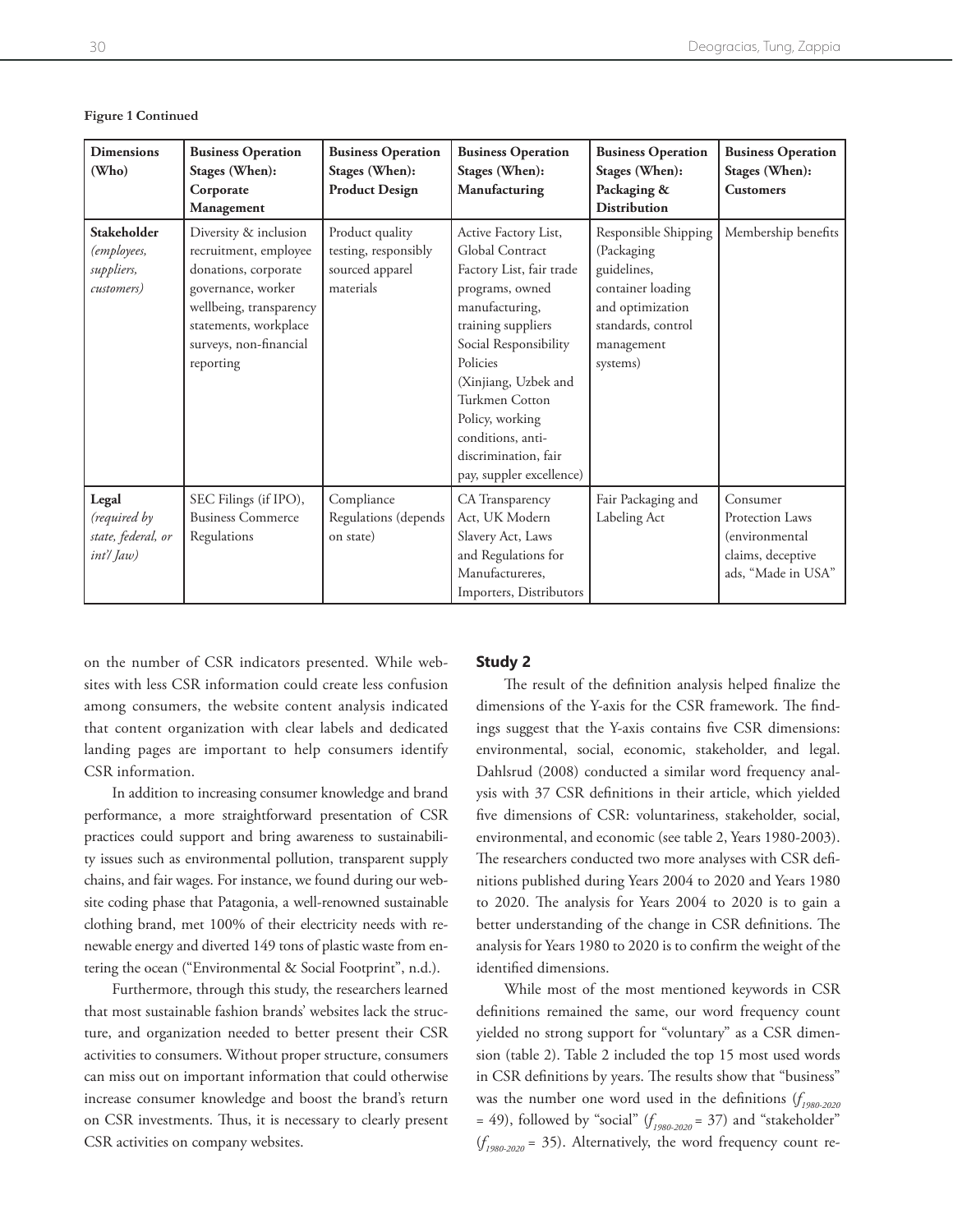**Figure 1 Continued**

| **Dimensions (Who)** | **Business Operation Stages (When): Corporate Management** | **Business Operation Stages (When): Product Design** | **Business Operation Stages (When): Manufacturing** | **Business Operation Stages (When): Packaging & Distribution** | **Business Operation Stages (When): Customers** |
|---|---|---|---|---|---|
| **Stakeholder** *(employees, suppliers, customers)* | Diversity & inclusion recruitment, employee donations, corporate governance, worker wellbeing, transparency statements, workplace surveys, non-financial reporting | Product quality testing, responsibly sourced apparel materials | Active Factory List, Global Contract Factory List, fair trade programs, owned manufacturing, training suppliers Social Responsibility Policies (Xinjiang, Uzbek and Turkmen Cotton Policy, working conditions, anti-discrimination, fair pay, suppler excellence) | Responsible Shipping (Packaging guidelines, container loading and optimization standards, control management systems) | Membership benefits |
| **Legal** *(required by state, federal, or int'l Jaw)* | SEC Filings (if IPO), Business Commerce Regulations | Compliance Regulations (depends on state) | CA Transparency Act, UK Modern Slavery Act, Laws and Regulations for Manufactureres, Importers, Distributors | Fair Packaging and Labeling Act | Consumer Protection Laws (environmental claims, deceptive ads, "Made in USA" |

on the number of CSR indicators presented. While websites with less CSR information could create less confusion among consumers, the website content analysis indicated that content organization with clear labels and dedicated landing pages are important to help consumers identify CSR information.

In addition to increasing consumer knowledge and brand performance, a more straightforward presentation of CSR practices could support and bring awareness to sustainability issues such as environmental pollution, transparent supply chains, and fair wages. For instance, we found during our website coding phase that Patagonia, a well-renowned sustainable clothing brand, met 100% of their electricity needs with renewable energy and diverted 149 tons of plastic waste from entering the ocean ("Environmental & Social Footprint", n.d.).

Furthermore, through this study, the researchers learned that most sustainable fashion brands' websites lack the structure, and organization needed to better present their CSR activities to consumers. Without proper structure, consumers can miss out on important information that could otherwise increase consumer knowledge and boost the brand's return on CSR investments. Thus, it is necessary to clearly present CSR activities on company websites.

### Study 2

The result of the definition analysis helped finalize the dimensions of the Y-axis for the CSR framework. The findings suggest that the Y-axis contains five CSR dimensions: environmental, social, economic, stakeholder, and legal. Dahlsrud (2008) conducted a similar word frequency analysis with 37 CSR definitions in their article, which yielded five dimensions of CSR: voluntariness, stakeholder, social, environmental, and economic (see table 2, Years 1980-2003). The researchers conducted two more analyses with CSR definitions published during Years 2004 to 2020 and Years 1980 to 2020. The analysis for Years 2004 to 2020 is to gain a better understanding of the change in CSR definitions. The analysis for Years 1980 to 2020 is to confirm the weight of the identified dimensions.

While most of the most mentioned keywords in CSR definitions remained the same, our word frequency count yielded no strong support for "voluntary" as a CSR dimension (table 2). Table 2 included the top 15 most used words in CSR definitions by years. The results show that "business" was the number one word used in the definitions ($f_{1980\text{-}2020} = 49$), followed by "social" ($f_{1980\text{-}2020} = 37$) and "stakeholder" ($f_{1980\text{-}2020} = 35$). Alternatively, the word frequency count re-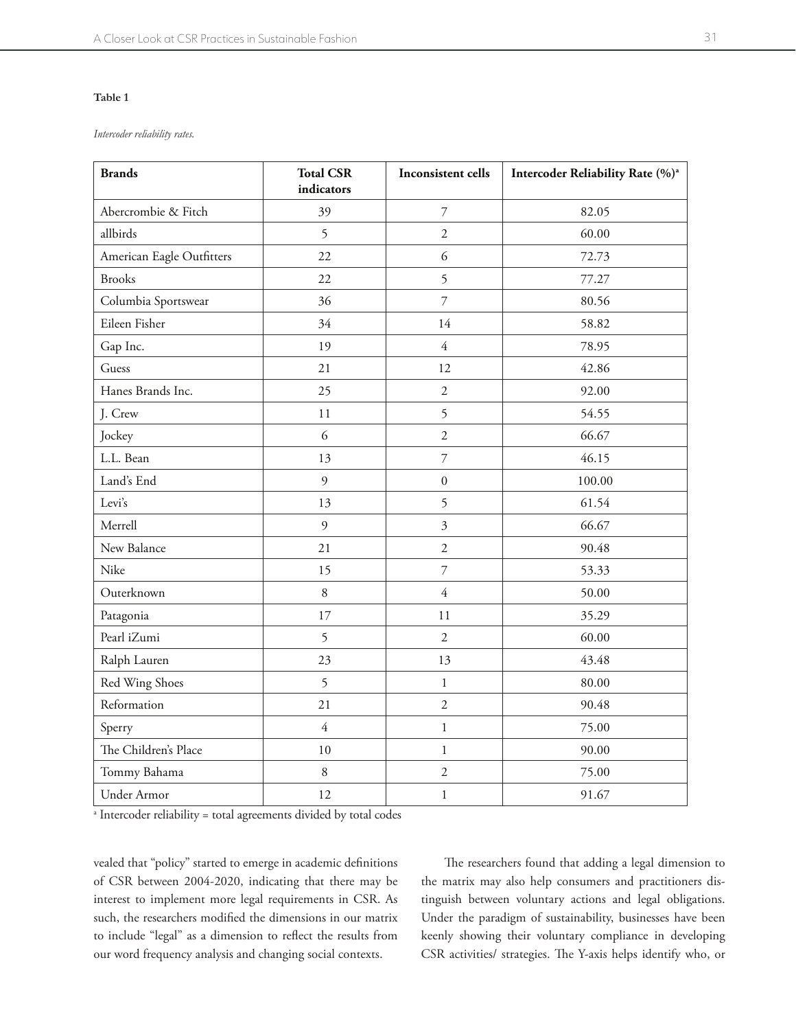**Table 1**

*Intercoder reliability rates.*

| Brands | Total CSR indicators | Inconsistent cells | Intercoder Reliability Rate (%)[a] |
|---|---|---|---|
| Abercrombie & Fitch | 39 | 7 | 82.05 |
| allbirds | 5 | 2 | 60.00 |
| American Eagle Outfitters | 22 | 6 | 72.73 |
| Brooks | 22 | 5 | 77.27 |
| Columbia Sportswear | 36 | 7 | 80.56 |
| Eileen Fisher | 34 | 14 | 58.82 |
| Gap Inc. | 19 | 4 | 78.95 |
| Guess | 21 | 12 | 42.86 |
| Hanes Brands Inc. | 25 | 2 | 92.00 |
| J. Crew | 11 | 5 | 54.55 |
| Jockey | 6 | 2 | 66.67 |
| L.L. Bean | 13 | 7 | 46.15 |
| Land's End | 9 | 0 | 100.00 |
| Levi's | 13 | 5 | 61.54 |
| Merrell | 9 | 3 | 66.67 |
| New Balance | 21 | 2 | 90.48 |
| Nike | 15 | 7 | 53.33 |
| Outerknown | 8 | 4 | 50.00 |
| Patagonia | 17 | 11 | 35.29 |
| Pearl iZumi | 5 | 2 | 60.00 |
| Ralph Lauren | 23 | 13 | 43.48 |
| Red Wing Shoes | 5 | 1 | 80.00 |
| Reformation | 21 | 2 | 90.48 |
| Sperry | 4 | 1 | 75.00 |
| The Children's Place | 10 | 1 | 90.00 |
| Tommy Bahama | 8 | 2 | 75.00 |
| Under Armor | 12 | 1 | 91.67 |

[a] Intercoder reliability = total agreements divided by total codes

vealed that "policy" started to emerge in academic definitions of CSR between 2004-2020, indicating that there may be interest to implement more legal requirements in CSR. As such, the researchers modified the dimensions in our matrix to include "legal" as a dimension to reflect the results from our word frequency analysis and changing social contexts.

The researchers found that adding a legal dimension to the matrix may also help consumers and practitioners distinguish between voluntary actions and legal obligations. Under the paradigm of sustainability, businesses have been keenly showing their voluntary compliance in developing CSR activities/ strategies. The Y-axis helps identify who, or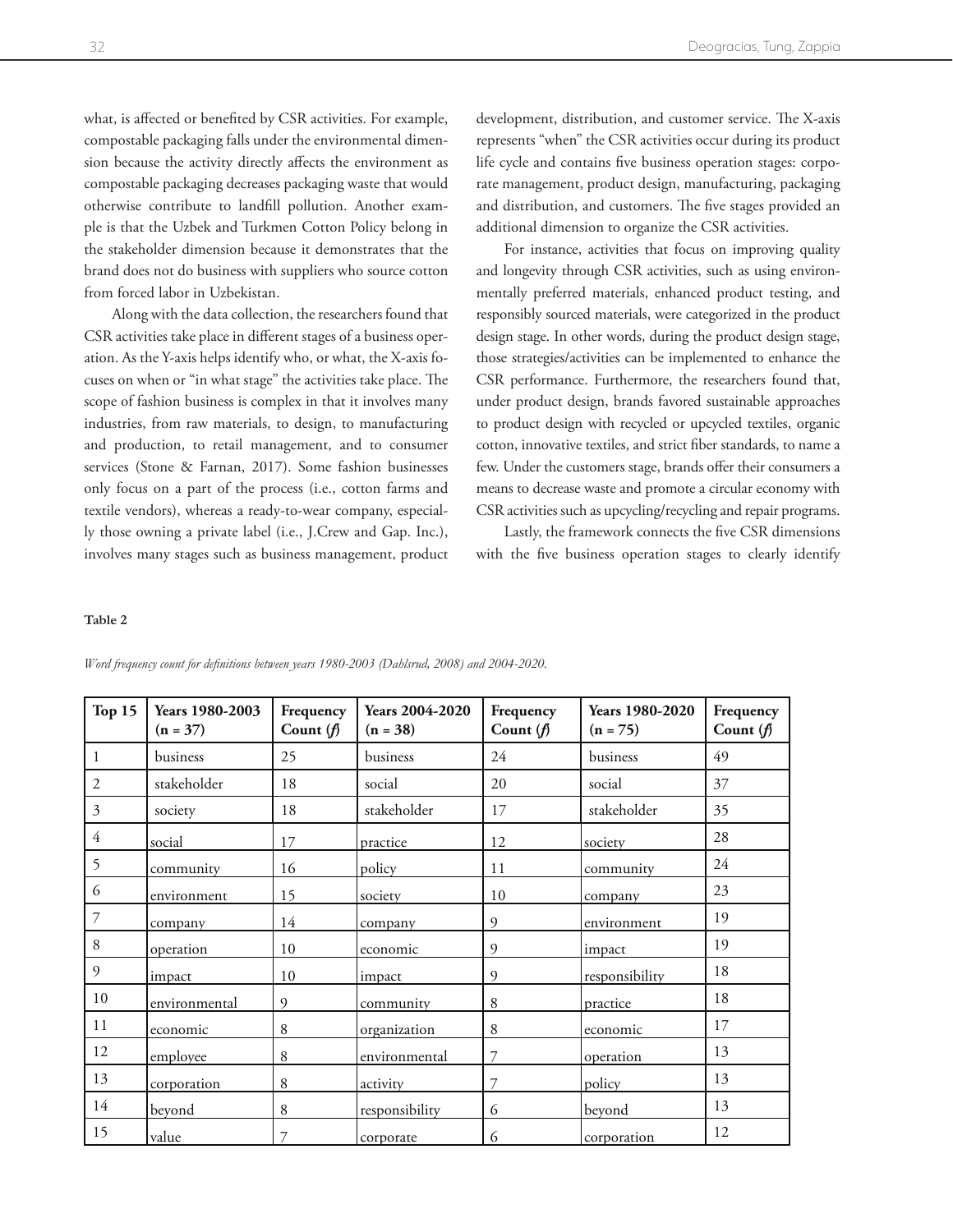what, is affected or benefited by CSR activities. For example, compostable packaging falls under the environmental dimension because the activity directly affects the environment as compostable packaging decreases packaging waste that would otherwise contribute to landfill pollution. Another example is that the Uzbek and Turkmen Cotton Policy belong in the stakeholder dimension because it demonstrates that the brand does not do business with suppliers who source cotton from forced labor in Uzbekistan.

Along with the data collection, the researchers found that CSR activities take place in different stages of a business operation. As the Y-axis helps identify who, or what, the X-axis focuses on when or "in what stage" the activities take place. The scope of fashion business is complex in that it involves many industries, from raw materials, to design, to manufacturing and production, to retail management, and to consumer services (Stone & Farnan, 2017). Some fashion businesses only focus on a part of the process (i.e., cotton farms and textile vendors), whereas a ready-to-wear company, especially those owning a private label (i.e., J.Crew and Gap. Inc.), involves many stages such as business management, product development, distribution, and customer service. The X-axis represents "when" the CSR activities occur during its product life cycle and contains five business operation stages: corporate management, product design, manufacturing, packaging and distribution, and customers. The five stages provided an additional dimension to organize the CSR activities.

For instance, activities that focus on improving quality and longevity through CSR activities, such as using environmentally preferred materials, enhanced product testing, and responsibly sourced materials, were categorized in the product design stage. In other words, during the product design stage, those strategies/activities can be implemented to enhance the CSR performance. Furthermore, the researchers found that, under product design, brands favored sustainable approaches to product design with recycled or upcycled textiles, organic cotton, innovative textiles, and strict fiber standards, to name a few. Under the customers stage, brands offer their consumers a means to decrease waste and promote a circular economy with CSR activities such as upcycling/recycling and repair programs.

Lastly, the framework connects the five CSR dimensions with the five business operation stages to clearly identify

**Table 2**

*Word frequency count for definitions between years 1980-2003 (Dahlsrud, 2008) and 2004-2020.*

| Top 15 | Years 1980-2003 (n = 37) | Frequency Count (*f*) | Years 2004-2020 (n = 38) | Frequency Count (*f*) | Years 1980-2020 (n = 75) | Frequency Count (*f*) |
|---|---|---|---|---|---|---|
| 1 | business | 25 | business | 24 | business | 49 |
| 2 | stakeholder | 18 | social | 20 | social | 37 |
| 3 | society | 18 | stakeholder | 17 | stakeholder | 35 |
| 4 | social | 17 | practice | 12 | society | 28 |
| 5 | community | 16 | policy | 11 | community | 24 |
| 6 | environment | 15 | society | 10 | company | 23 |
| 7 | company | 14 | company | 9 | environment | 19 |
| 8 | operation | 10 | economic | 9 | impact | 19 |
| 9 | impact | 10 | impact | 9 | responsibility | 18 |
| 10 | environmental | 9 | community | 8 | practice | 18 |
| 11 | economic | 8 | organization | 8 | economic | 17 |
| 12 | employee | 8 | environmental | 7 | operation | 13 |
| 13 | corporation | 8 | activity | 7 | policy | 13 |
| 14 | beyond | 8 | responsibility | 6 | beyond | 13 |
| 15 | value | 7 | corporate | 6 | corporation | 12 |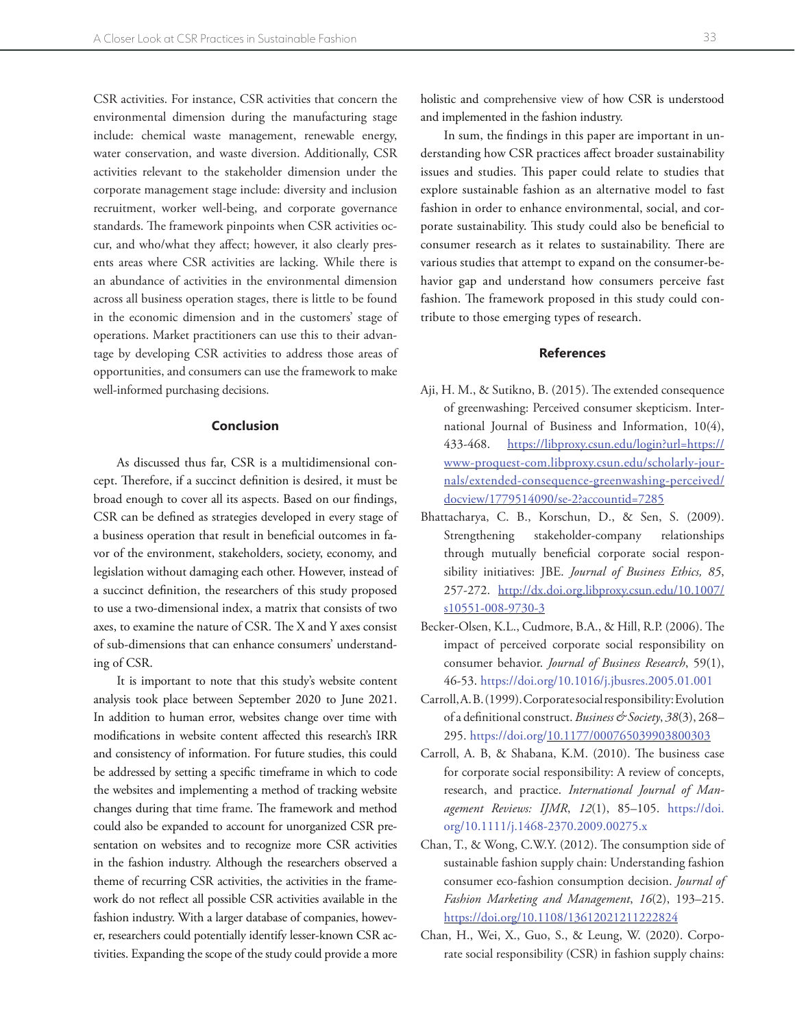CSR activities. For instance, CSR activities that concern the environmental dimension during the manufacturing stage include: chemical waste management, renewable energy, water conservation, and waste diversion. Additionally, CSR activities relevant to the stakeholder dimension under the corporate management stage include: diversity and inclusion recruitment, worker well-being, and corporate governance standards. The framework pinpoints when CSR activities occur, and who/what they affect; however, it also clearly presents areas where CSR activities are lacking. While there is an abundance of activities in the environmental dimension across all business operation stages, there is little to be found in the economic dimension and in the customers' stage of operations. Market practitioners can use this to their advantage by developing CSR activities to address those areas of opportunities, and consumers can use the framework to make well-informed purchasing decisions.

## Conclusion

As discussed thus far, CSR is a multidimensional concept. Therefore, if a succinct definition is desired, it must be broad enough to cover all its aspects. Based on our findings, CSR can be defined as strategies developed in every stage of a business operation that result in beneficial outcomes in favor of the environment, stakeholders, society, economy, and legislation without damaging each other. However, instead of a succinct definition, the researchers of this study proposed to use a two-dimensional index, a matrix that consists of two axes, to examine the nature of CSR. The X and Y axes consist of sub-dimensions that can enhance consumers' understanding of CSR.

It is important to note that this study's website content analysis took place between September 2020 to June 2021. In addition to human error, websites change over time with modifications in website content affected this research's IRR and consistency of information. For future studies, this could be addressed by setting a specific timeframe in which to code the websites and implementing a method of tracking website changes during that time frame. The framework and method could also be expanded to account for unorganized CSR presentation on websites and to recognize more CSR activities in the fashion industry. Although the researchers observed a theme of recurring CSR activities, the activities in the framework do not reflect all possible CSR activities available in the fashion industry. With a larger database of companies, however, researchers could potentially identify lesser-known CSR activities. Expanding the scope of the study could provide a more holistic and comprehensive view of how CSR is understood and implemented in the fashion industry.

In sum, the findings in this paper are important in understanding how CSR practices affect broader sustainability issues and studies. This paper could relate to studies that explore sustainable fashion as an alternative model to fast fashion in order to enhance environmental, social, and corporate sustainability. This study could also be beneficial to consumer research as it relates to sustainability. There are various studies that attempt to expand on the consumer-behavior gap and understand how consumers perceive fast fashion. The framework proposed in this study could contribute to those emerging types of research.

## References

Aji, H. M., & Sutikno, B. (2015). The extended consequence of greenwashing: Perceived consumer skepticism. International Journal of Business and Information, 10(4), 433-468. https://libproxy.csun.edu/login?url=https://www-proquest-com.libproxy.csun.edu/scholarly-journals/extended-consequence-greenwashing-perceived/docview/1779514090/se-2?accountid=7285

Bhattacharya, C. B., Korschun, D., & Sen, S. (2009). Strengthening stakeholder-company relationships through mutually beneficial corporate social responsibility initiatives: JBE. *Journal of Business Ethics, 85*, 257-272. http://dx.doi.org.libproxy.csun.edu/10.1007/s10551-008-9730-3

Becker-Olsen, K.L., Cudmore, B.A., & Hill, R.P. (2006). The impact of perceived corporate social responsibility on consumer behavior. *Journal of Business Research*, 59(1), 46-53. https://doi.org/10.1016/j.jbusres.2005.01.001

Carroll, A. B. (1999). Corporate social responsibility: Evolution of a definitional construct. *Business & Society*, *38*(3), 268–295. https://doi.org/10.1177/000765039903800303

Carroll, A. B, & Shabana, K.M. (2010). The business case for corporate social responsibility: A review of concepts, research, and practice. *International Journal of Management Reviews: IJMR*, *12*(1), 85–105. https://doi.org/10.1111/j.1468-2370.2009.00275.x

Chan, T., & Wong, C.W.Y. (2012). The consumption side of sustainable fashion supply chain: Understanding fashion consumer eco-fashion consumption decision. *Journal of Fashion Marketing and Management*, *16*(2), 193–215. https://doi.org/10.1108/13612021211222824

Chan, H., Wei, X., Guo, S., & Leung, W. (2020). Corporate social responsibility (CSR) in fashion supply chains: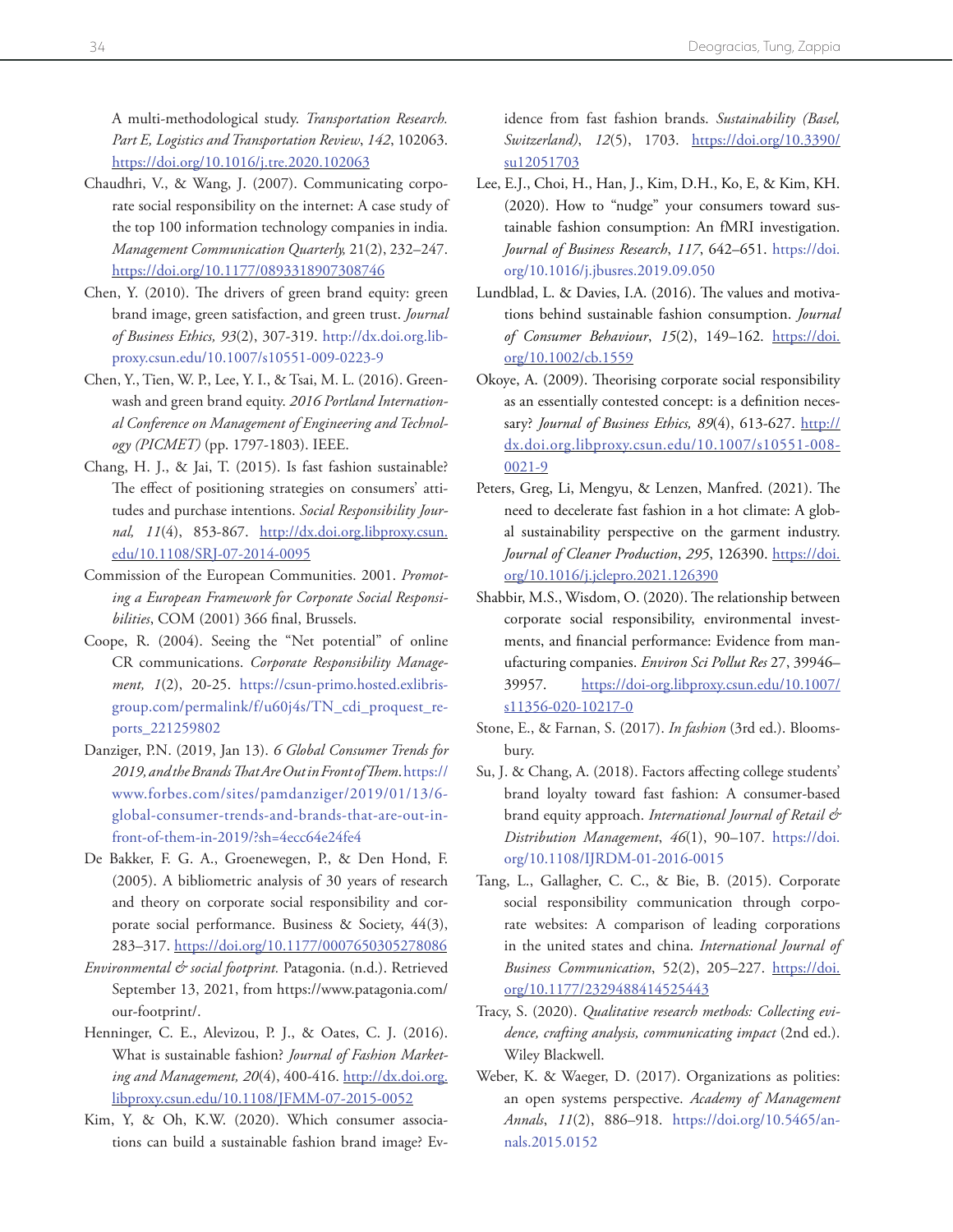A multi-methodological study. *Transportation Research. Part E, Logistics and Transportation Review*, *142*, 102063. https://doi.org/10.1016/j.tre.2020.102063

Chaudhri, V., & Wang, J. (2007). Communicating corporate social responsibility on the internet: A case study of the top 100 information technology companies in india. *Management Communication Quarterly,* 21(2), 232–247. https://doi.org/10.1177/0893318907308746

Chen, Y. (2010). The drivers of green brand equity: green brand image, green satisfaction, and green trust. *Journal of Business Ethics, 93*(2), 307-319. http://dx.doi.org.libproxy.csun.edu/10.1007/s10551-009-0223-9

Chen, Y., Tien, W. P., Lee, Y. I., & Tsai, M. L. (2016). Greenwash and green brand equity. *2016 Portland International Conference on Management of Engineering and Technology (PICMET)* (pp. 1797-1803). IEEE.

Chang, H. J., & Jai, T. (2015). Is fast fashion sustainable? The effect of positioning strategies on consumers' attitudes and purchase intentions. *Social Responsibility Journal, 11*(4), 853-867. http://dx.doi.org.libproxy.csun.edu/10.1108/SRJ-07-2014-0095

Commission of the European Communities. 2001. *Promoting a European Framework for Corporate Social Responsibilities*, COM (2001) 366 final, Brussels.

Coope, R. (2004). Seeing the "Net potential" of online CR communications. *Corporate Responsibility Management, 1*(2), 20-25. https://csun-primo.hosted.exlibrisgroup.com/permalink/f/u60j4s/TN_cdi_proquest_reports_221259802

Danziger, P.N. (2019, Jan 13). *6 Global Consumer Trends for 2019, and the Brands That Are Out in Front of Them*. https://www.forbes.com/sites/pamdanziger/2019/01/13/6-global-consumer-trends-and-brands-that-are-out-in-front-of-them-in-2019/?sh=4ecc64e24fe4

De Bakker, F. G. A., Groenewegen, P., & Den Hond, F. (2005). A bibliometric analysis of 30 years of research and theory on corporate social responsibility and corporate social performance. Business & Society, 44(3), 283–317. https://doi.org/10.1177/0007650305278086

*Environmental & social footprint.* Patagonia. (n.d.). Retrieved September 13, 2021, from https://www.patagonia.com/our-footprint/.

Henninger, C. E., Alevizou, P. J., & Oates, C. J. (2016). What is sustainable fashion? *Journal of Fashion Marketing and Management, 20*(4), 400-416. http://dx.doi.org.libproxy.csun.edu/10.1108/JFMM-07-2015-0052

Kim, Y, & Oh, K.W. (2020). Which consumer associations can build a sustainable fashion brand image? Evidence from fast fashion brands. *Sustainability (Basel, Switzerland)*, *12*(5), 1703. https://doi.org/10.3390/su12051703

Lee, E.J., Choi, H., Han, J., Kim, D.H., Ko, E, & Kim, KH. (2020). How to "nudge" your consumers toward sustainable fashion consumption: An fMRI investigation. *Journal of Business Research*, *117*, 642–651. https://doi.org/10.1016/j.jbusres.2019.09.050

Lundblad, L. & Davies, I.A. (2016). The values and motivations behind sustainable fashion consumption. *Journal of Consumer Behaviour*, *15*(2), 149–162. https://doi.org/10.1002/cb.1559

Okoye, A. (2009). Theorising corporate social responsibility as an essentially contested concept: is a definition necessary? *Journal of Business Ethics, 89*(4), 613-627. http://dx.doi.org.libproxy.csun.edu/10.1007/s10551-008-0021-9

Peters, Greg, Li, Mengyu, & Lenzen, Manfred. (2021). The need to decelerate fast fashion in a hot climate: A global sustainability perspective on the garment industry. *Journal of Cleaner Production*, *295*, 126390. https://doi.org/10.1016/j.jclepro.2021.126390

Shabbir, M.S., Wisdom, O. (2020). The relationship between corporate social responsibility, environmental investments, and financial performance: Evidence from manufacturing companies. *Environ Sci Pollut Res* 27, 39946–39957. https://doi-org.libproxy.csun.edu/10.1007/s11356-020-10217-0

Stone, E., & Farnan, S. (2017). *In fashion* (3rd ed.). Bloomsbury.

Su, J. & Chang, A. (2018). Factors affecting college students' brand loyalty toward fast fashion: A consumer-based brand equity approach. *International Journal of Retail & Distribution Management*, *46*(1), 90–107. https://doi.org/10.1108/IJRDM-01-2016-0015

Tang, L., Gallagher, C. C., & Bie, B. (2015). Corporate social responsibility communication through corporate websites: A comparison of leading corporations in the united states and china. *International Journal of Business Communication*, 52(2), 205–227. https://doi.org/10.1177/2329488414525443

Tracy, S. (2020). *Qualitative research methods: Collecting evidence, crafting analysis, communicating impact* (2nd ed.). Wiley Blackwell.

Weber, K. & Waeger, D. (2017). Organizations as polities: an open systems perspective. *Academy of Management Annals*, *11*(2), 886–918. https://doi.org/10.5465/annals.2015.0152